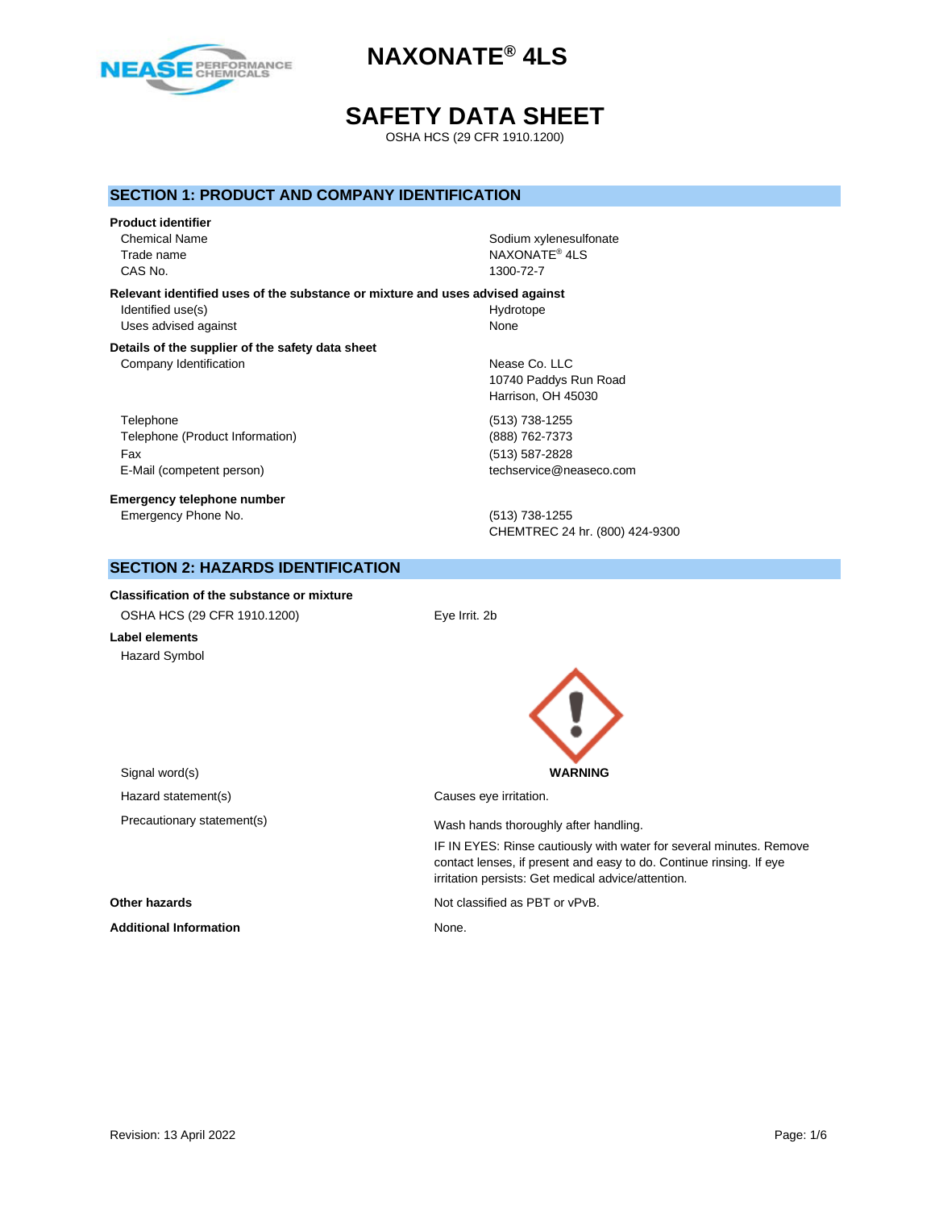# NAXONATE® 4LS

# SAFETY DATA SHEET

OSHA HCS (29 CFR 1910.1200)

## SECTION 1: PRODUCT AND COMPANY IDENTIFICATION

**Product identifier**

| | |
|---|---|
| Chemical Name | Sodium xylenesulfonate |
| Trade name | NAXONATE® 4LS |
| CAS No. | 1300-72-7 |

**Relevant identified uses of the substance or mixture and uses advised against**

| | |
|---|---|
| Identified use(s) | Hydrotope |
| Uses advised against | None |

**Details of the supplier of the safety data sheet**

| | |
|---|---|
| Company Identification | Nease Co. LLC<br>10740 Paddys Run Road<br>Harrison, OH 45030 |
| Telephone | (513) 738-1255 |
| Telephone (Product Information) | (888) 762-7373 |
| Fax | (513) 587-2828 |
| E-Mail (competent person) | techservice@neaseco.com |

**Emergency telephone number**

| | |
|---|---|
| Emergency Phone No. | (513) 738-1255<br>CHEMTREC 24 hr. (800) 424-9300 |

## SECTION 2: HAZARDS IDENTIFICATION

**Classification of the substance or mixture**

| | |
|---|---|
| OSHA HCS (29 CFR 1910.1200) | Eye Irrit. 2b |

**Label elements**

Hazard Symbol

| | |
|---|---|
| Signal word(s) | **WARNING** |
| Hazard statement(s) | Causes eye irritation. |
| Precautionary statement(s) | Wash hands thoroughly after handling.<br>IF IN EYES: Rinse cautiously with water for several minutes. Remove contact lenses, if present and easy to do. Continue rinsing. If eye irritation persists: Get medical advice/attention. |

**Other hazards** Not classified as PBT or vPvB.

**Additional Information** None.

Revision: 13 April 2022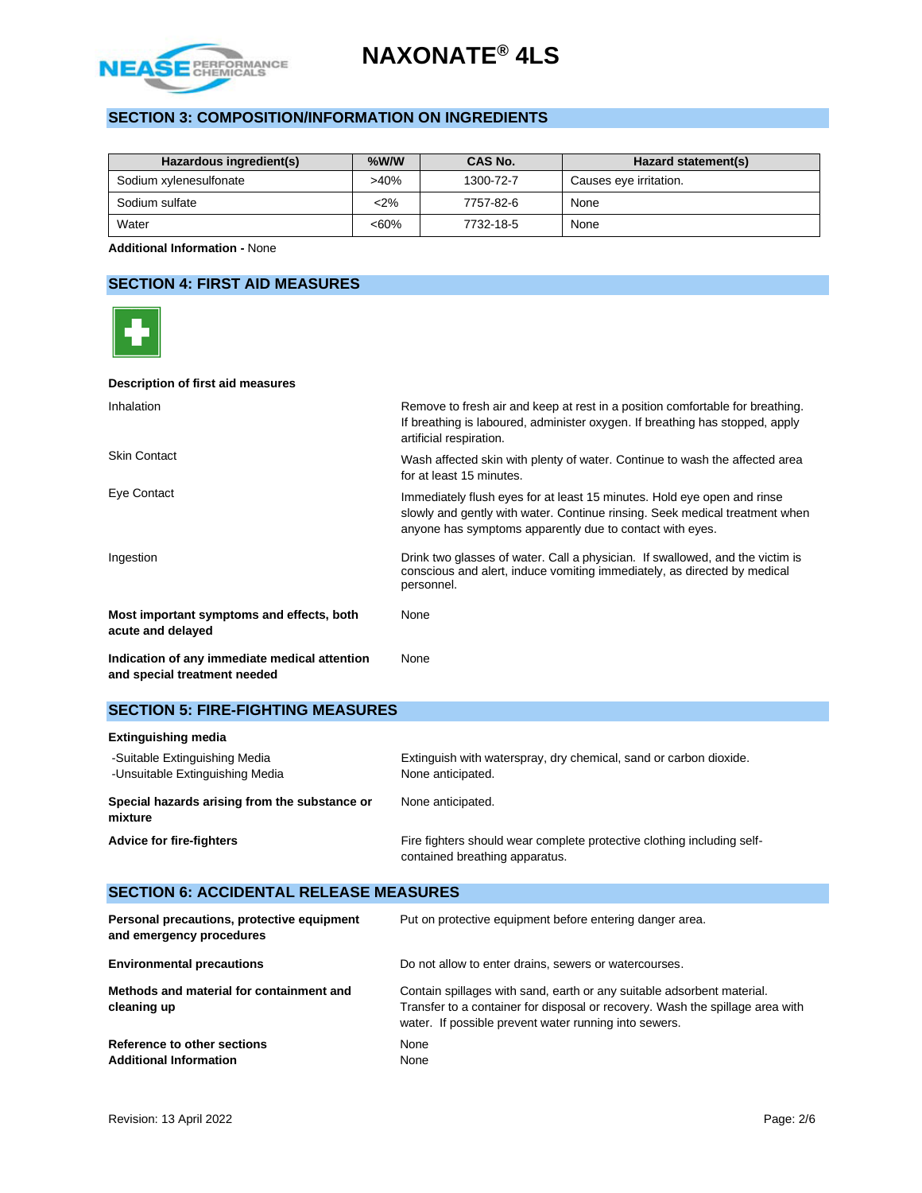## SECTION 3: COMPOSITION/INFORMATION ON INGREDIENTS

| Hazardous ingredient(s) | %W/W | CAS No. | Hazard statement(s) |
|---|---|---|---|
| Sodium xylenesulfonate | >40% | 1300-72-7 | Causes eye irritation. |
| Sodium sulfate | <2% | 7757-82-6 | None |
| Water | <60% | 7732-18-5 | None |

**Additional Information -** None

## SECTION 4: FIRST AID MEASURES

**Description of first aid measures**

| | |
|---|---|
| Inhalation | Remove to fresh air and keep at rest in a position comfortable for breathing. If breathing is laboured, administer oxygen. If breathing has stopped, apply artificial respiration. |
| Skin Contact | Wash affected skin with plenty of water. Continue to wash the affected area for at least 15 minutes. |
| Eye Contact | Immediately flush eyes for at least 15 minutes. Hold eye open and rinse slowly and gently with water. Continue rinsing. Seek medical treatment when anyone has symptoms apparently due to contact with eyes. |
| Ingestion | Drink two glasses of water. Call a physician. If swallowed, and the victim is conscious and alert, induce vomiting immediately, as directed by medical personnel. |
| **Most important symptoms and effects, both acute and delayed** | None |
| **Indication of any immediate medical attention and special treatment needed** | None |

## SECTION 5: FIRE-FIGHTING MEASURES

**Extinguishing media**

| | |
|---|---|
| -Suitable Extinguishing Media | Extinguish with waterspray, dry chemical, sand or carbon dioxide. |
| -Unsuitable Extinguishing Media | None anticipated. |
| **Special hazards arising from the substance or mixture** | None anticipated. |
| **Advice for fire-fighters** | Fire fighters should wear complete protective clothing including self-contained breathing apparatus. |

## SECTION 6: ACCIDENTAL RELEASE MEASURES

| | |
|---|---|
| **Personal precautions, protective equipment and emergency procedures** | Put on protective equipment before entering danger area. |
| **Environmental precautions** | Do not allow to enter drains, sewers or watercourses. |
| **Methods and material for containment and cleaning up** | Contain spillages with sand, earth or any suitable adsorbent material. Transfer to a container for disposal or recovery. Wash the spillage area with water. If possible prevent water running into sewers. |
| **Reference to other sections** | None |
| **Additional Information** | None |

Revision: 13 April 2022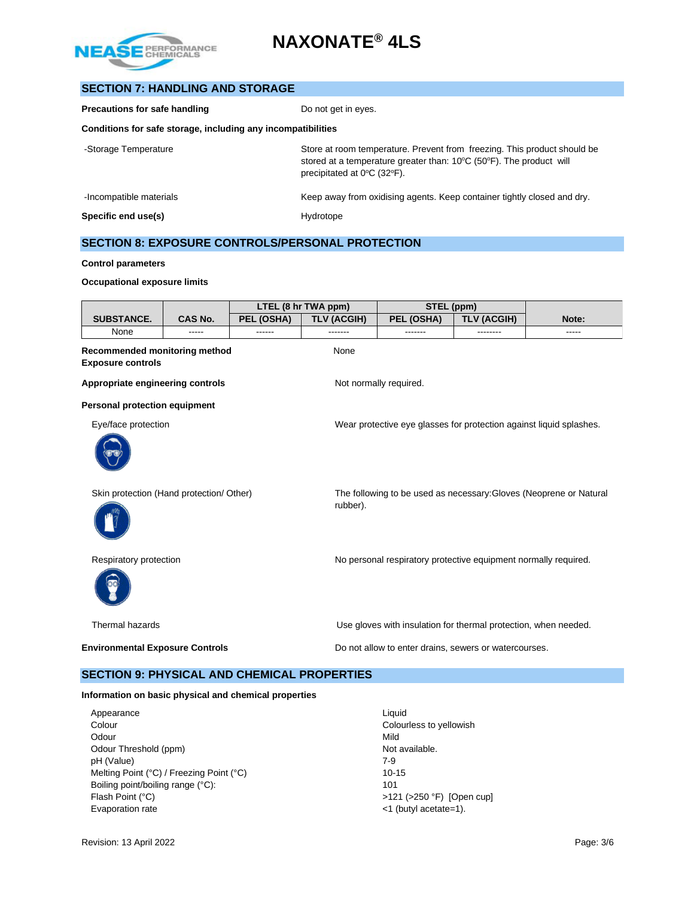## SECTION 7: HANDLING AND STORAGE

**Precautions for safe handling** — Do not get in eyes.

**Conditions for safe storage, including any incompatibilities**

-Storage Temperature — Store at room temperature. Prevent from freezing. This product should be stored at a temperature greater than: 10°C (50°F). The product will precipitated at 0°C (32°F).

-Incompatible materials — Keep away from oxidising agents. Keep container tightly closed and dry.

**Specific end use(s)** — Hydrotope

## SECTION 8: EXPOSURE CONTROLS/PERSONAL PROTECTION

**Control parameters**

**Occupational exposure limits**

| SUBSTANCE. | CAS No. | LTEL (8 hr TWA ppm) | | STEL (ppm) | | Note: |
|---|---|---|---|---|---|---|
| | | PEL (OSHA) | TLV (ACGIH) | PEL (OSHA) | TLV (ACGIH) | |
| None | ----- | ------ | ------- | ------- | -------- | ----- |

**Recommended monitoring method** — None

**Exposure controls**

**Appropriate engineering controls** — Not normally required.

**Personal protection equipment**

Eye/face protection — Wear protective eye glasses for protection against liquid splashes.

Skin protection (Hand protection/ Other) — The following to be used as necessary:Gloves (Neoprene or Natural rubber).

Respiratory protection — No personal respiratory protective equipment normally required.

Thermal hazards — Use gloves with insulation for thermal protection, when needed.

**Environmental Exposure Controls** — Do not allow to enter drains, sewers or watercourses.

## SECTION 9: PHYSICAL AND CHEMICAL PROPERTIES

**Information on basic physical and chemical properties**

| | |
|---|---|
| Appearance | Liquid |
| Colour | Colourless to yellowish |
| Odour | Mild |
| Odour Threshold (ppm) | Not available. |
| pH (Value) | 7-9 |
| Melting Point (°C) / Freezing Point (°C) | 10-15 |
| Boiling point/boiling range (°C): | 101 |
| Flash Point (°C) | >121 (>250 °F) [Open cup] |
| Evaporation rate | <1 (butyl acetate=1). |

Revision: 13 April 2022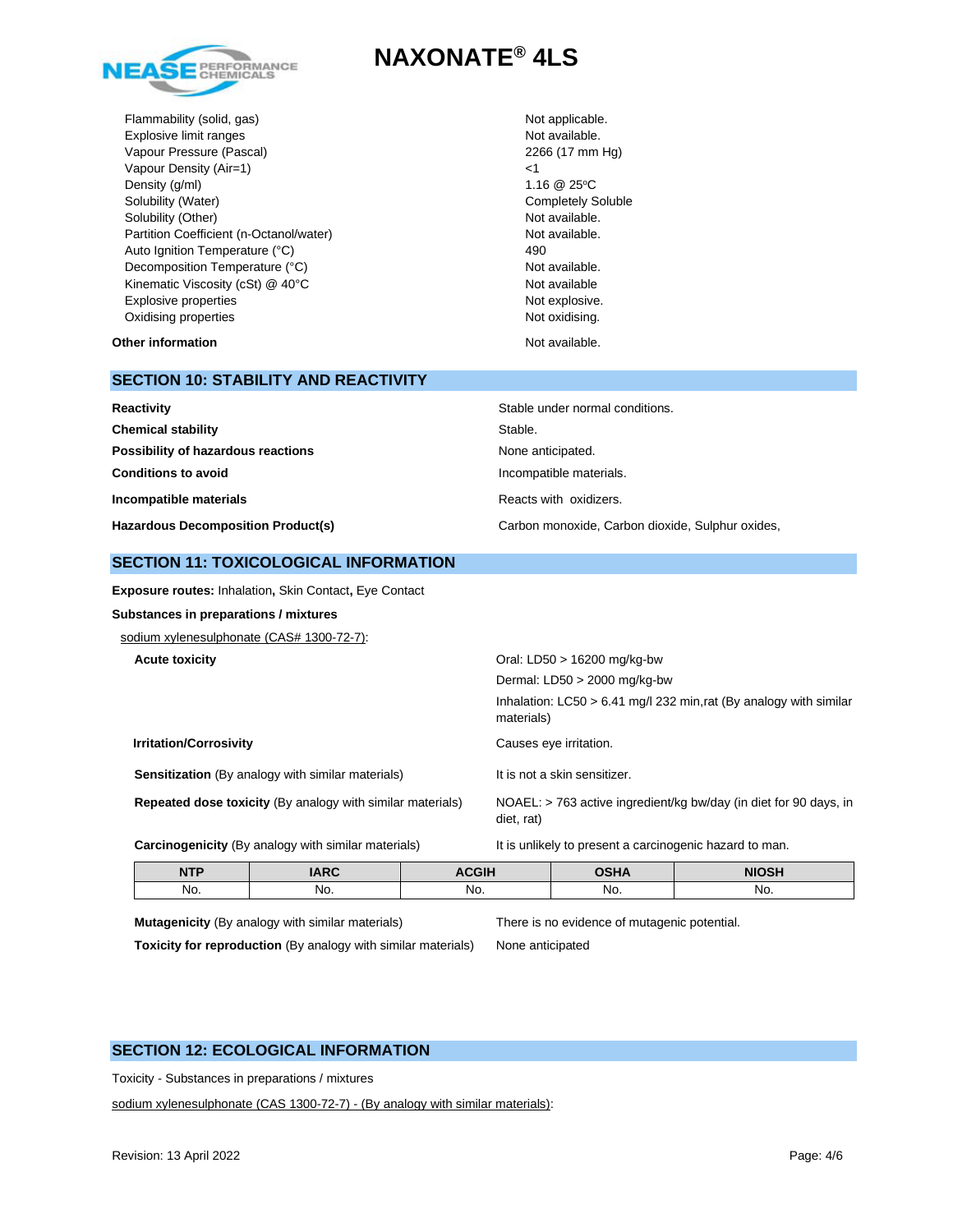| | |
|---|---|
| Flammability (solid, gas) | Not applicable. |
| Explosive limit ranges | Not available. |
| Vapour Pressure (Pascal) | 2266 (17 mm Hg) |
| Vapour Density (Air=1) | <1 |
| Density (g/ml) | 1.16 @ 25ºC |
| Solubility (Water) | Completely Soluble |
| Solubility (Other) | Not available. |
| Partition Coefficient (n-Octanol/water) | Not available. |
| Auto Ignition Temperature (°C) | 490 |
| Decomposition Temperature (°C) | Not available. |
| Kinematic Viscosity (cSt) @ 40°C | Not available |
| Explosive properties | Not explosive. |
| Oxidising properties | Not oxidising. |

**Other information** — Not available.

## SECTION 10: STABILITY AND REACTIVITY

**Reactivity** — Stable under normal conditions.

**Chemical stability** — Stable.

**Possibility of hazardous reactions** — None anticipated.

**Conditions to avoid** — Incompatible materials.

**Incompatible materials** — Reacts with oxidizers.

**Hazardous Decomposition Product(s)** — Carbon monoxide, Carbon dioxide, Sulphur oxides,

## SECTION 11: TOXICOLOGICAL INFORMATION

**Exposure routes:** Inhalation**,** Skin Contact**,** Eye Contact

**Substances in preparations / mixtures**

sodium xylenesulphonate (CAS# 1300-72-7):

**Acute toxicity**

- Oral: LD50 > 16200 mg/kg-bw
- Dermal: LD50 > 2000 mg/kg-bw
- Inhalation: LC50 > 6.41 mg/l 232 min,rat (By analogy with similar materials)

**Irritation/Corrosivity** — Causes eye irritation.

**Sensitization** (By analogy with similar materials) — It is not a skin sensitizer.

**Repeated dose toxicity** (By analogy with similar materials) — NOAEL: > 763 active ingredient/kg bw/day (in diet for 90 days, in diet, rat)

**Carcinogenicity** (By analogy with similar materials) — It is unlikely to present a carcinogenic hazard to man.

| NTP | IARC | ACGIH | OSHA | NIOSH |
|---|---|---|---|---|
| No. | No. | No. | No. | No. |

**Mutagenicity** (By analogy with similar materials) — There is no evidence of mutagenic potential.

**Toxicity for reproduction** (By analogy with similar materials) — None anticipated

## SECTION 12: ECOLOGICAL INFORMATION

Toxicity - Substances in preparations / mixtures

sodium xylenesulphonate (CAS 1300-72-7) - (By analogy with similar materials):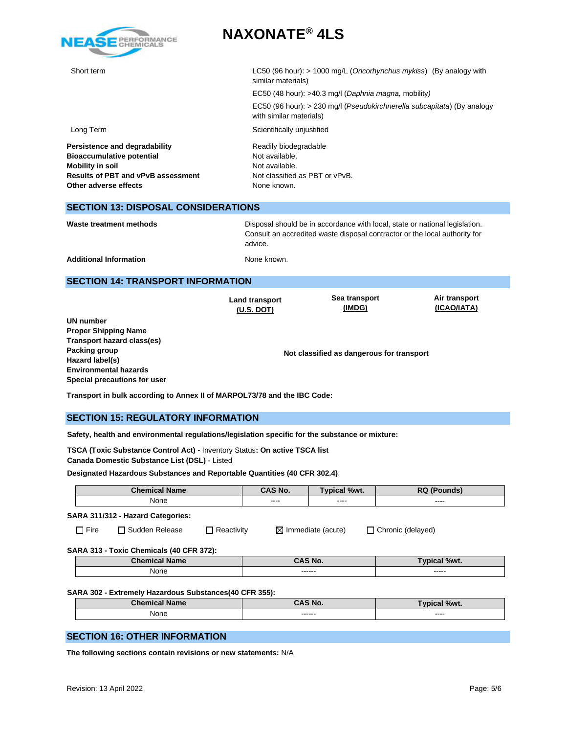| | |
|---|---|
| Short term | LC50 (96 hour): > 1000 mg/L (*Oncorhynchus mykiss*) (By analogy with similar materials) |
| | EC50 (48 hour): >40.3 mg/l (*Daphnia magna,* mobility) |
| | EC50 (96 hour): > 230 mg/l (*Pseudokirchnerella subcapitata*) (By analogy with similar materials) |
| Long Term | Scientifically unjustified |

**Persistence and degradability** Readily biodegradable
**Bioaccumulative potential** Not available.
**Mobility in soil** Not available.
**Results of PBT and vPvB assessment** Not classified as PBT or vPvB.
**Other adverse effects** None known.

## SECTION 13: DISPOSAL CONSIDERATIONS

**Waste treatment methods** Disposal should be in accordance with local, state or national legislation. Consult an accredited waste disposal contractor or the local authority for advice.

**Additional Information** None known.

## SECTION 14: TRANSPORT INFORMATION

| | Land transport (U.S. DOT) | Sea transport (IMDG) | Air transport (ICAO/IATA) |
|---|---|---|---|
| **UN number** | | | |
| **Proper Shipping Name** | | | |
| **Transport hazard class(es)** | | | |
| **Packing group** | | **Not classified as dangerous for transport** | |
| **Hazard label(s)** | | | |
| **Environmental hazards** | | | |
| **Special precautions for user** | | | |

**Transport in bulk according to Annex II of MARPOL73/78 and the IBC Code:**

## SECTION 15: REGULATORY INFORMATION

**Safety, health and environmental regulations/legislation specific for the substance or mixture:**

**TSCA (Toxic Substance Control Act) -** Inventory Status**: On active TSCA list**
**Canada Domestic Substance List (DSL)** - Listed

**Designated Hazardous Substances and Reportable Quantities (40 CFR 302.4)**:

| Chemical Name | CAS No. | Typical %wt. | RQ (Pounds) |
|---|---|---|---|
| None | ---- | ---- | ---- |

**SARA 311/312 - Hazard Categories:**

☐ Fire ☐ Sudden Release ☐ Reactivity ☒ Immediate (acute) ☐ Chronic (delayed)

**SARA 313 - Toxic Chemicals (40 CFR 372):**

| Chemical Name | CAS No. | Typical %wt. |
|---|---|---|
| None | ------ | ----- |

**SARA 302 - Extremely Hazardous Substances(40 CFR 355):**

| Chemical Name | CAS No. | Typical %wt. |
|---|---|---|
| None | ------ | ---- |

## SECTION 16: OTHER INFORMATION

**The following sections contain revisions or new statements:** N/A

Revision: 13 April 2022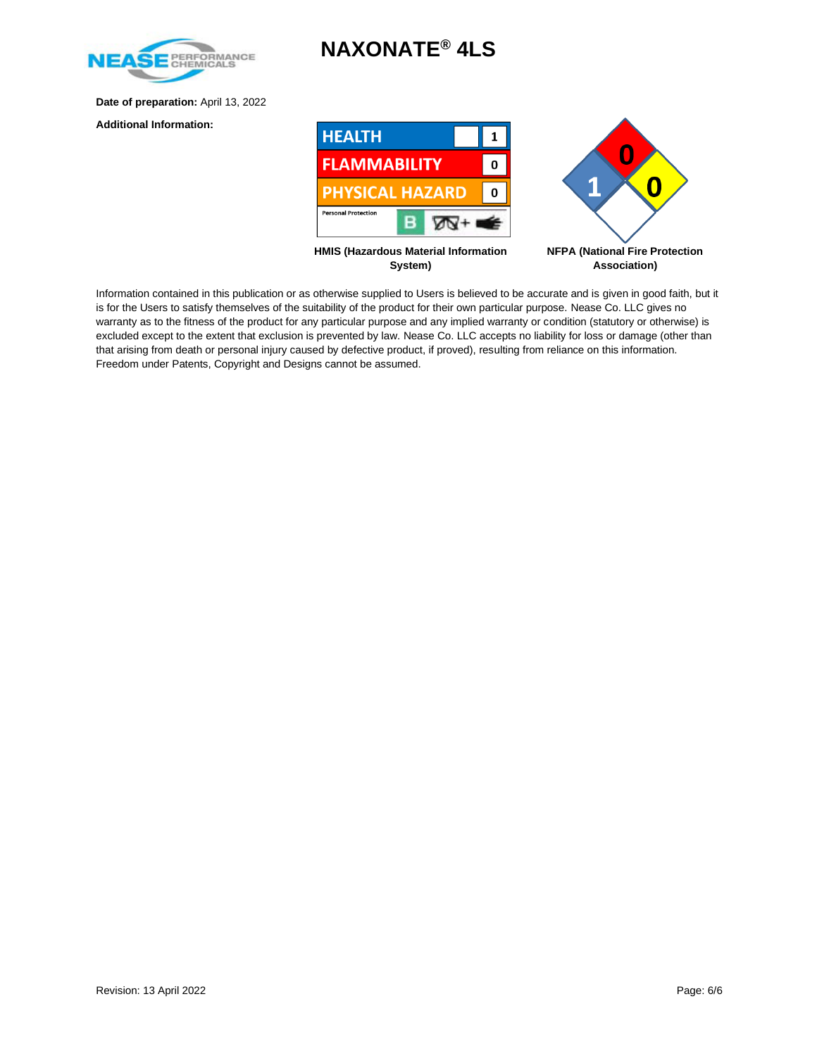# NAXONATE® 4LS

**Date of preparation:** April 13, 2022

**Additional Information:**

| | |
|---|---|
| HEALTH | 1 |
| FLAMMABILITY | 0 |
| PHYSICAL HAZARD | 0 |
| Personal Protection | B |

HMIS (Hazardous Material Information System)

NFPA (National Fire Protection Association)

Flammability: 0
Health: 1
Instability: 0

Information contained in this publication or as otherwise supplied to Users is believed to be accurate and is given in good faith, but it is for the Users to satisfy themselves of the suitability of the product for their own particular purpose. Nease Co. LLC gives no warranty as to the fitness of the product for any particular purpose and any implied warranty or condition (statutory or otherwise) is excluded except to the extent that exclusion is prevented by law. Nease Co. LLC accepts no liability for loss or damage (other than that arising from death or personal injury caused by defective product, if proved), resulting from reliance on this information. Freedom under Patents, Copyright and Designs cannot be assumed.

Revision: 13 April 2022